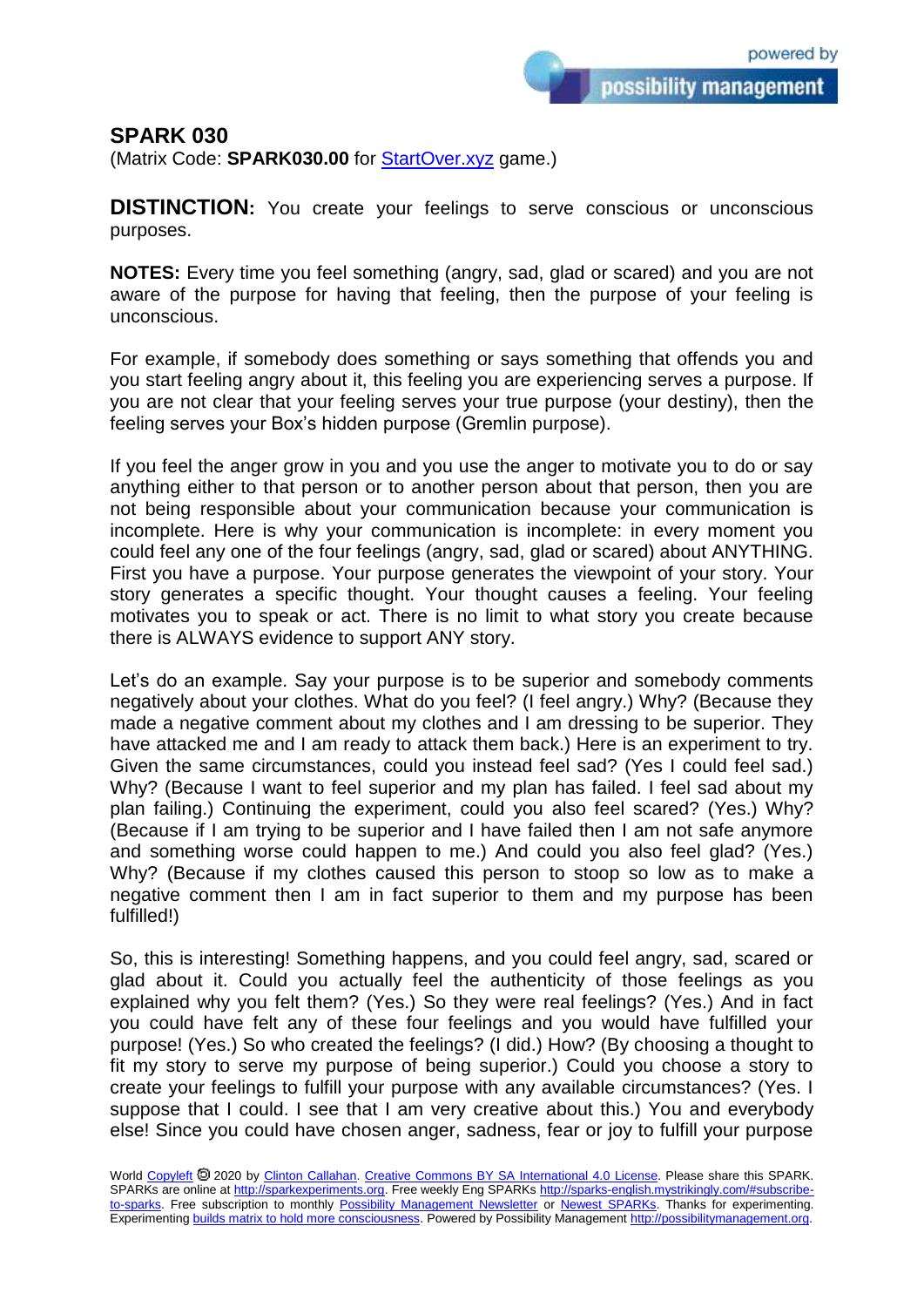## SPARK 030

(Matrix Code: **SPARK030.00** for StartOver.xyz game.)

**DISTINCTION:** You create your feelings to serve conscious or unconscious purposes.

**NOTES:** Every time you feel something (angry, sad, glad or scared) and you are not aware of the purpose for having that feeling, then the purpose of your feeling is unconscious.

For example, if somebody does something or says something that offends you and you start feeling angry about it, this feeling you are experiencing serves a purpose. If you are not clear that your feeling serves your true purpose (your destiny), then the feeling serves your Box's hidden purpose (Gremlin purpose).

If you feel the anger grow in you and you use the anger to motivate you to do or say anything either to that person or to another person about that person, then you are not being responsible about your communication because your communication is incomplete. Here is why your communication is incomplete: in every moment you could feel any one of the four feelings (angry, sad, glad or scared) about ANYTHING. First you have a purpose. Your purpose generates the viewpoint of your story. Your story generates a specific thought. Your thought causes a feeling. Your feeling motivates you to speak or act. There is no limit to what story you create because there is ALWAYS evidence to support ANY story.

Let's do an example. Say your purpose is to be superior and somebody comments negatively about your clothes. What do you feel? (I feel angry.) Why? (Because they made a negative comment about my clothes and I am dressing to be superior. They have attacked me and I am ready to attack them back.) Here is an experiment to try. Given the same circumstances, could you instead feel sad? (Yes I could feel sad.) Why? (Because I want to feel superior and my plan has failed. I feel sad about my plan failing.) Continuing the experiment, could you also feel scared? (Yes.) Why? (Because if I am trying to be superior and I have failed then I am not safe anymore and something worse could happen to me.) And could you also feel glad? (Yes.) Why? (Because if my clothes caused this person to stoop so low as to make a negative comment then I am in fact superior to them and my purpose has been fulfilled!)

So, this is interesting! Something happens, and you could feel angry, sad, scared or glad about it. Could you actually feel the authenticity of those feelings as you explained why you felt them? (Yes.) So they were real feelings? (Yes.) And in fact you could have felt any of these four feelings and you would have fulfilled your purpose! (Yes.) So who created the feelings? (I did.) How? (By choosing a thought to fit my story to serve my purpose of being superior.) Could you choose a story to create your feelings to fulfill your purpose with any available circumstances? (Yes. I suppose that I could. I see that I am very creative about this.) You and everybody else! Since you could have chosen anger, sadness, fear or joy to fulfill your purpose

World Copyleft 🄯 2020 by Clinton Callahan. Creative Commons BY SA International 4.0 License. Please share this SPARK. SPARKs are online at http://sparkexperiments.org. Free weekly Eng SPARKs http://sparks-english.mystrikingly.com/#subscribe-to-sparks. Free subscription to monthly Possibility Management Newsletter or Newest SPARKs. Thanks for experimenting. Experimenting builds matrix to hold more consciousness. Powered by Possibility Management http://possibilitymanagement.org.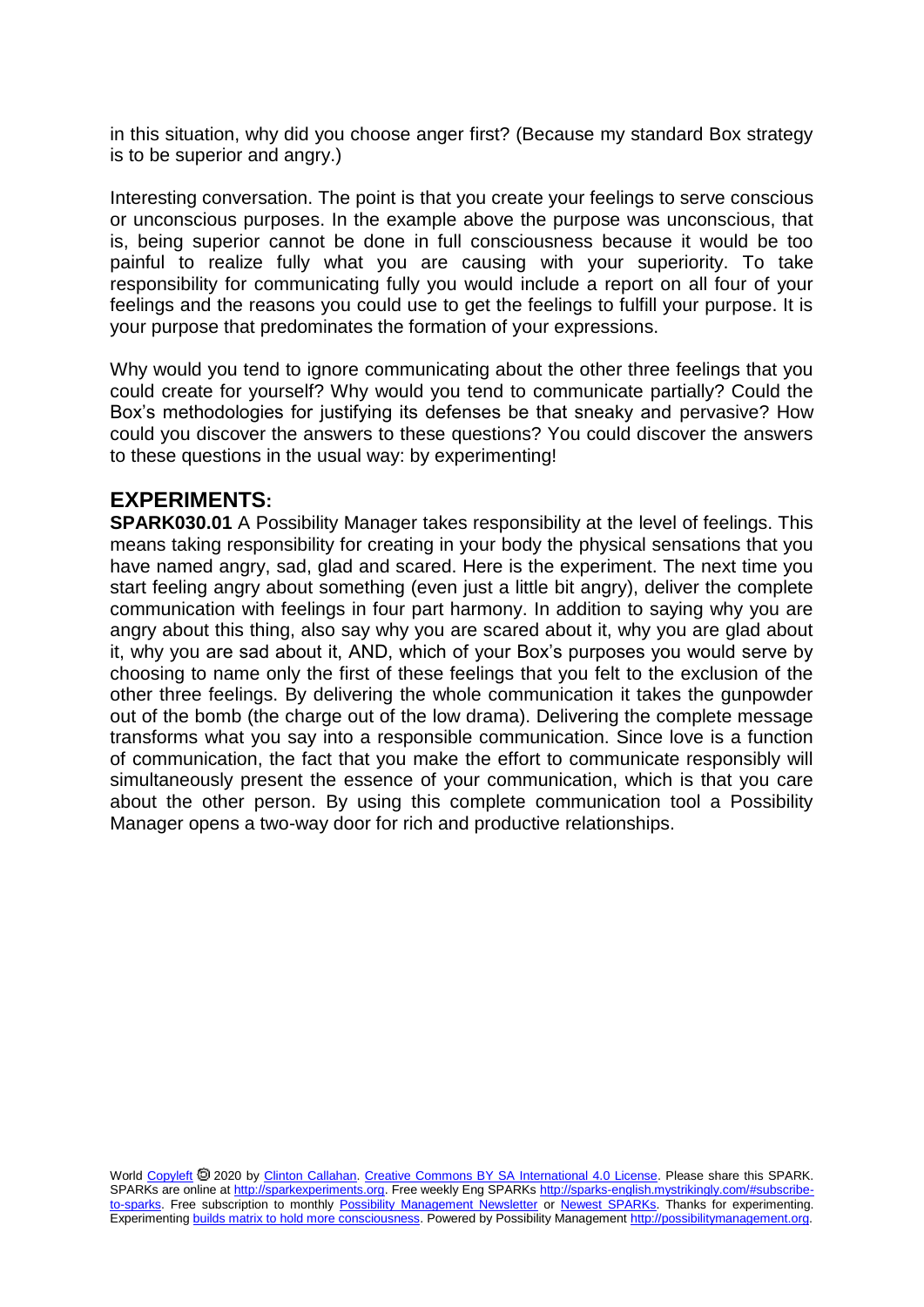in this situation, why did you choose anger first? (Because my standard Box strategy is to be superior and angry.)

Interesting conversation. The point is that you create your feelings to serve conscious or unconscious purposes. In the example above the purpose was unconscious, that is, being superior cannot be done in full consciousness because it would be too painful to realize fully what you are causing with your superiority. To take responsibility for communicating fully you would include a report on all four of your feelings and the reasons you could use to get the feelings to fulfill your purpose. It is your purpose that predominates the formation of your expressions.

Why would you tend to ignore communicating about the other three feelings that you could create for yourself? Why would you tend to communicate partially? Could the Box's methodologies for justifying its defenses be that sneaky and pervasive? How could you discover the answers to these questions? You could discover the answers to these questions in the usual way: by experimenting!

## EXPERIMENTS:

**SPARK030.01** A Possibility Manager takes responsibility at the level of feelings. This means taking responsibility for creating in your body the physical sensations that you have named angry, sad, glad and scared. Here is the experiment. The next time you start feeling angry about something (even just a little bit angry), deliver the complete communication with feelings in four part harmony. In addition to saying why you are angry about this thing, also say why you are scared about it, why you are glad about it, why you are sad about it, AND, which of your Box's purposes you would serve by choosing to name only the first of these feelings that you felt to the exclusion of the other three feelings. By delivering the whole communication it takes the gunpowder out of the bomb (the charge out of the low drama). Delivering the complete message transforms what you say into a responsible communication. Since love is a function of communication, the fact that you make the effort to communicate responsibly will simultaneously present the essence of your communication, which is that you care about the other person. By using this complete communication tool a Possibility Manager opens a two-way door for rich and productive relationships.